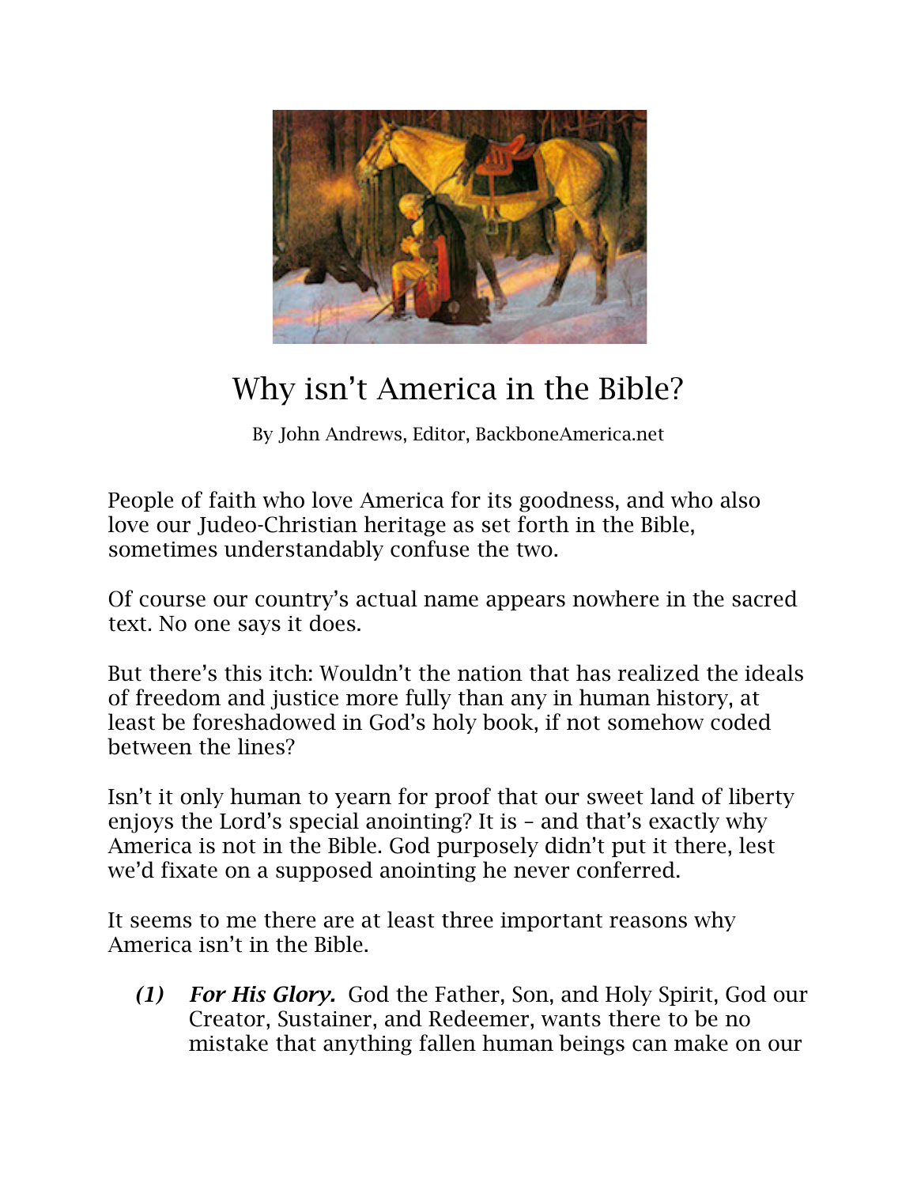# Why isn't America in the Bible?

By John Andrews, Editor, BackboneAmerica.net

People of faith who love America for its goodness, and who also love our Judeo-Christian heritage as set forth in the Bible, sometimes understandably confuse the two.

Of course our country's actual name appears nowhere in the sacred text. No one says it does.

But there's this itch: Wouldn't the nation that has realized the ideals of freedom and justice more fully than any in human history, at least be foreshadowed in God's holy book, if not somehow coded between the lines?

Isn't it only human to yearn for proof that our sweet land of liberty enjoys the Lord's special anointing? It is – and that's exactly why America is not in the Bible. God purposely didn't put it there, lest we'd fixate on a supposed anointing he never conferred.

It seems to me there are at least three important reasons why America isn't in the Bible.

(1) ***For His Glory.*** God the Father, Son, and Holy Spirit, God our Creator, Sustainer, and Redeemer, wants there to be no mistake that anything fallen human beings can make on our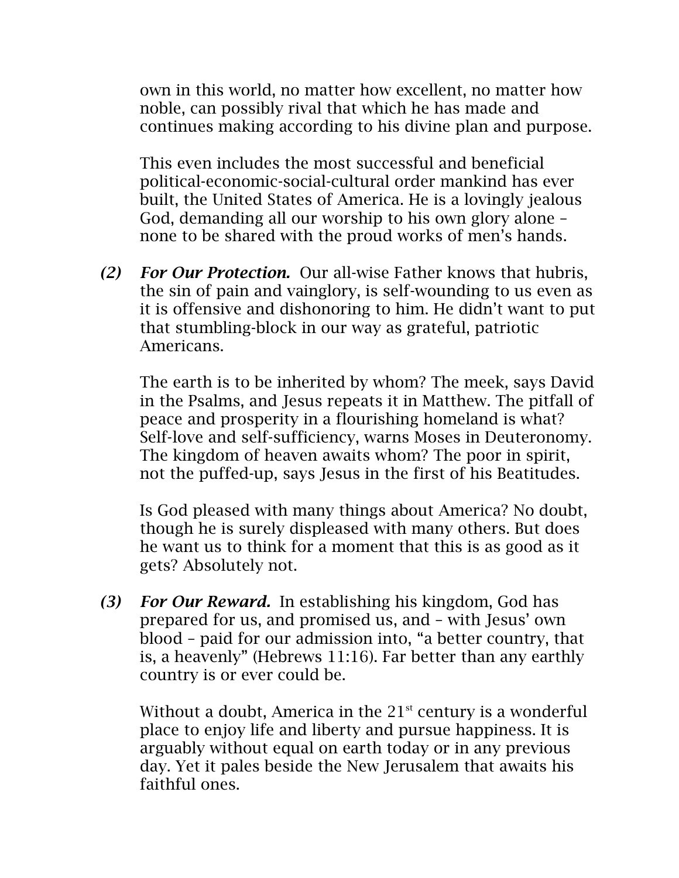own in this world, no matter how excellent, no matter how noble, can possibly rival that which he has made and continues making according to his divine plan and purpose.

This even includes the most successful and beneficial political-economic-social-cultural order mankind has ever built, the United States of America. He is a lovingly jealous God, demanding all our worship to his own glory alone – none to be shared with the proud works of men's hands.

*(2)* ***For Our Protection.*** Our all-wise Father knows that hubris, the sin of pain and vainglory, is self-wounding to us even as it is offensive and dishonoring to him. He didn't want to put that stumbling-block in our way as grateful, patriotic Americans.

The earth is to be inherited by whom? The meek, says David in the Psalms, and Jesus repeats it in Matthew. The pitfall of peace and prosperity in a flourishing homeland is what? Self-love and self-sufficiency, warns Moses in Deuteronomy. The kingdom of heaven awaits whom? The poor in spirit, not the puffed-up, says Jesus in the first of his Beatitudes.

Is God pleased with many things about America? No doubt, though he is surely displeased with many others. But does he want us to think for a moment that this is as good as it gets? Absolutely not.

*(3)* ***For Our Reward.*** In establishing his kingdom, God has prepared for us, and promised us, and – with Jesus' own blood – paid for our admission into, "a better country, that is, a heavenly" (Hebrews 11:16). Far better than any earthly country is or ever could be.

Without a doubt, America in the 21st century is a wonderful place to enjoy life and liberty and pursue happiness. It is arguably without equal on earth today or in any previous day. Yet it pales beside the New Jerusalem that awaits his faithful ones.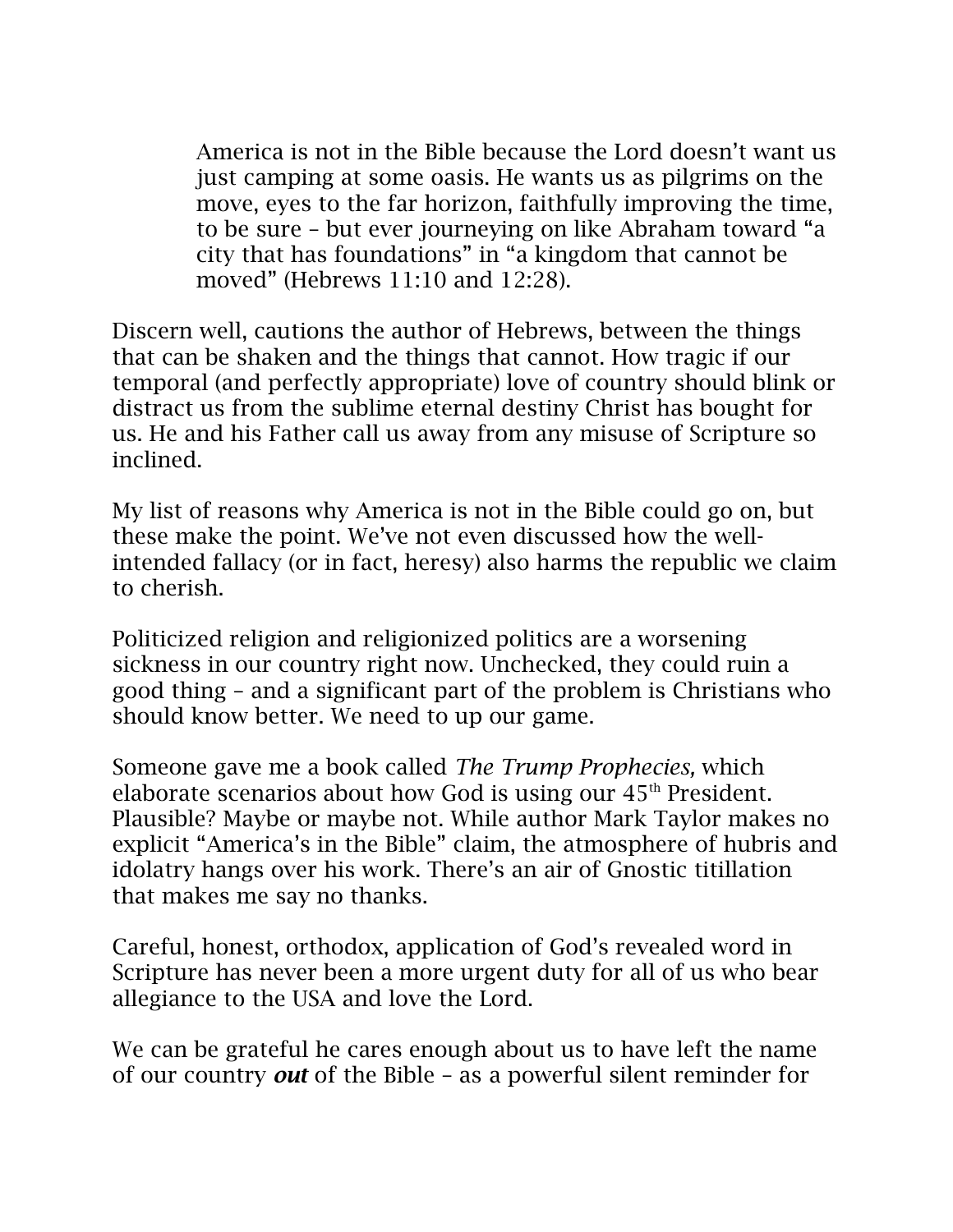> America is not in the Bible because the Lord doesn't want us just camping at some oasis. He wants us as pilgrims on the move, eyes to the far horizon, faithfully improving the time, to be sure – but ever journeying on like Abraham toward "a city that has foundations" in "a kingdom that cannot be moved" (Hebrews 11:10 and 12:28).

Discern well, cautions the author of Hebrews, between the things that can be shaken and the things that cannot. How tragic if our temporal (and perfectly appropriate) love of country should blink or distract us from the sublime eternal destiny Christ has bought for us. He and his Father call us away from any misuse of Scripture so inclined.

My list of reasons why America is not in the Bible could go on, but these make the point. We've not even discussed how the well-intended fallacy (or in fact, heresy) also harms the republic we claim to cherish.

Politicized religion and religionized politics are a worsening sickness in our country right now. Unchecked, they could ruin a good thing – and a significant part of the problem is Christians who should know better. We need to up our game.

Someone gave me a book called *The Trump Prophecies,* which elaborate scenarios about how God is using our 45th President. Plausible? Maybe or maybe not. While author Mark Taylor makes no explicit "America's in the Bible" claim, the atmosphere of hubris and idolatry hangs over his work. There's an air of Gnostic titillation that makes me say no thanks.

Careful, honest, orthodox, application of God's revealed word in Scripture has never been a more urgent duty for all of us who bear allegiance to the USA and love the Lord.

We can be grateful he cares enough about us to have left the name of our country ***out*** of the Bible – as a powerful silent reminder for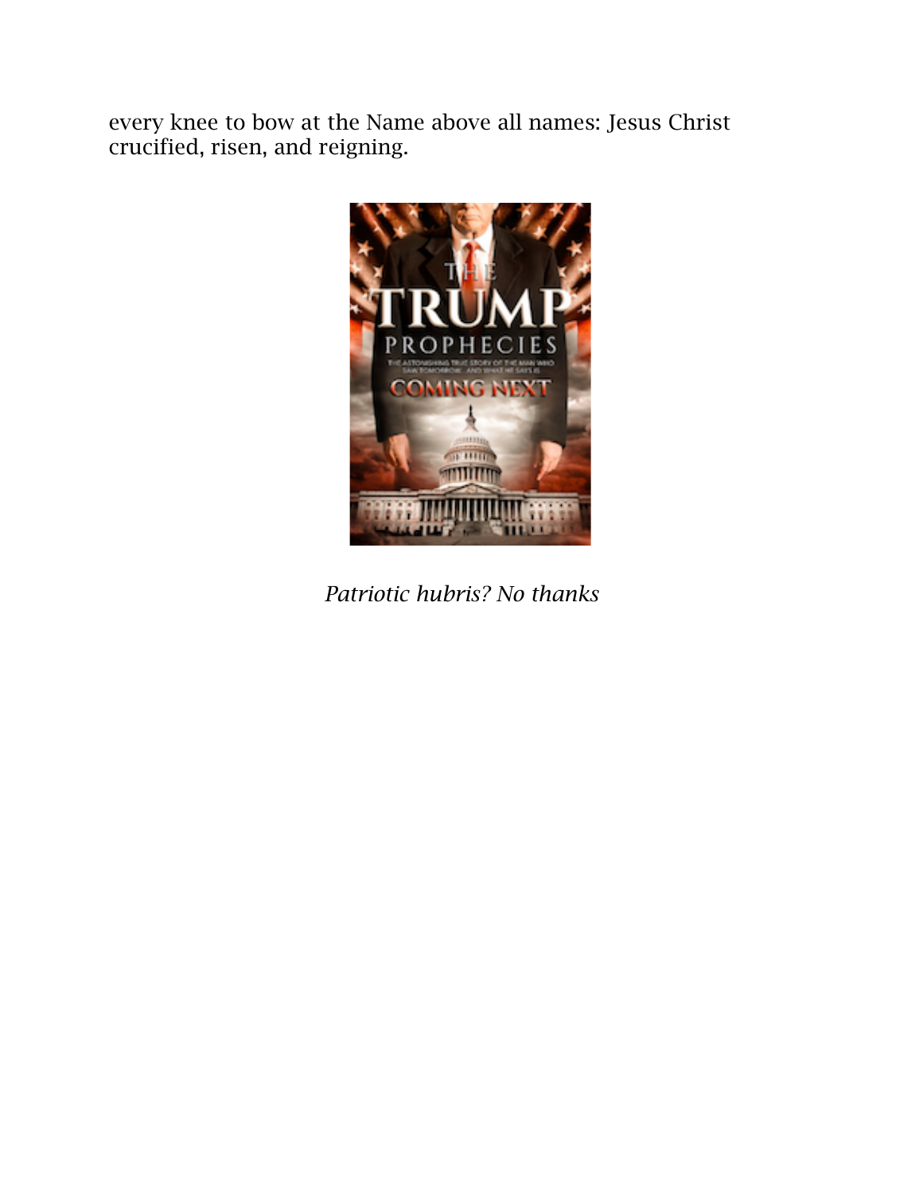every knee to bow at the Name above all names: Jesus Christ crucified, risen, and reigning.

*Patriotic hubris? No thanks*